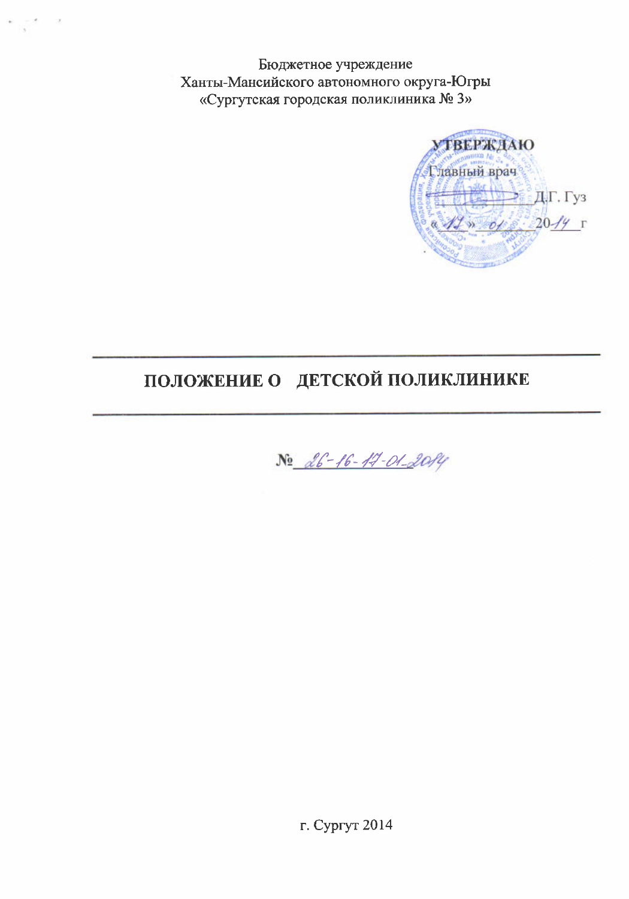Бюджетное учреждение
Ханты-Мансийского автономного округа-Югры
«Сургутская городская поликлиника № 3»

УТВЕРЖДАЮ
Главный врач
_________ Д.Г. Гуз
«17» 01 2014 г

# ПОЛОЖЕНИЕ О ДЕТСКОЙ ПОЛИКЛИНИКЕ

№ 26-16-17-01-2014

г. Сургут 2014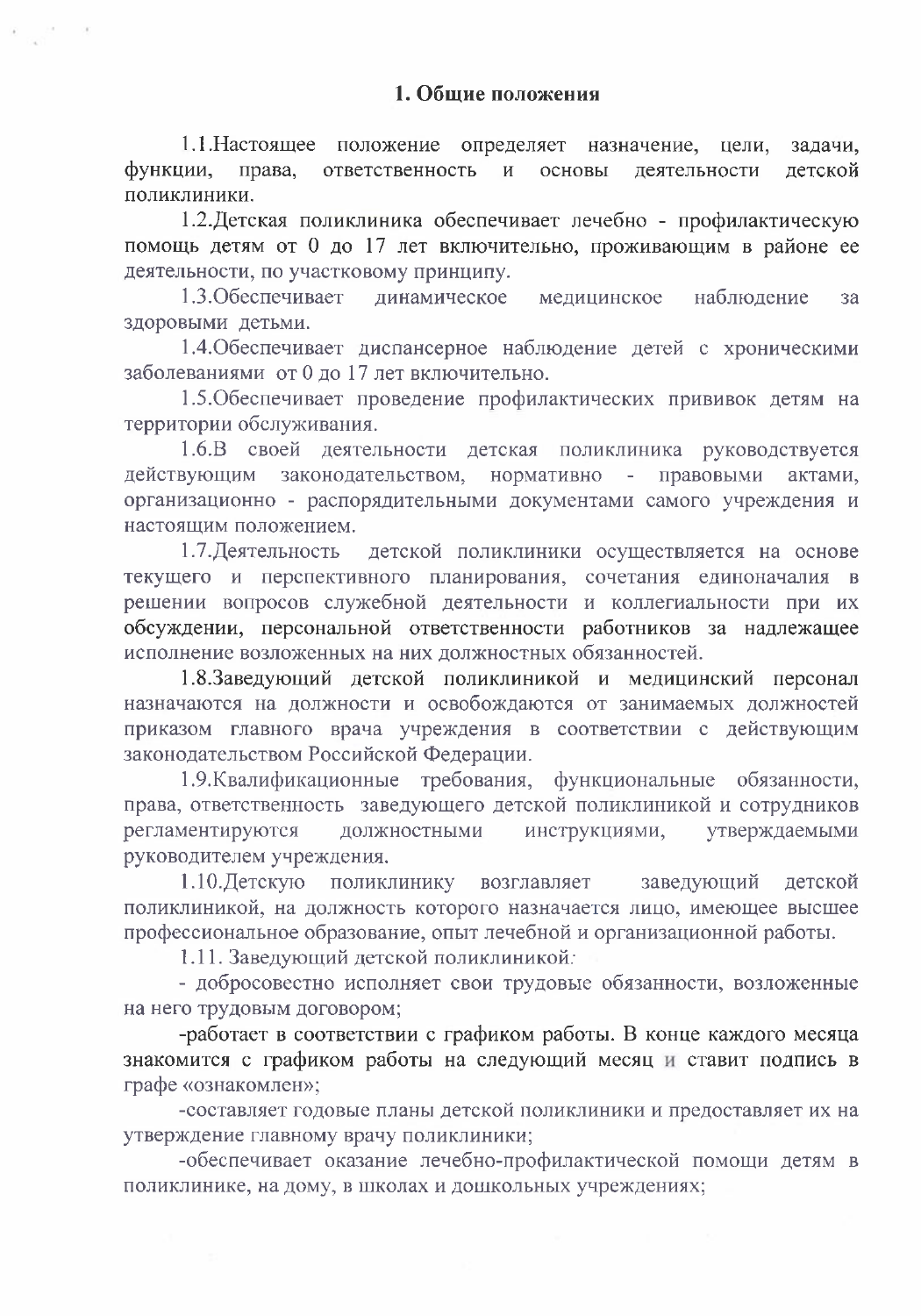## 1. Общие положения

1.1.Настоящее положение определяет назначение, цели, задачи, функции, права, ответственность и основы деятельности детской поликлиники.

1.2.Детская поликлиника обеспечивает лечебно - профилактическую помощь детям от 0 до 17 лет включительно, проживающим в районе ее деятельности, по участковому принципу.

1.3.Обеспечивает динамическое медицинское наблюдение за здоровыми детьми.

1.4.Обеспечивает диспансерное наблюдение детей с хроническими заболеваниями от 0 до 17 лет включительно.

1.5.Обеспечивает проведение профилактических прививок детям на территории обслуживания.

1.6.В своей деятельности детская поликлиника руководствуется действующим законодательством, нормативно - правовыми актами, организационно - распорядительными документами самого учреждения и настоящим положением.

1.7.Деятельность детской поликлиники осуществляется на основе текущего и перспективного планирования, сочетания единоначалия в решении вопросов служебной деятельности и коллегиальности при их обсуждении, персональной ответственности работников за надлежащее исполнение возложенных на них должностных обязанностей.

1.8.Заведующий детской поликлиникой и медицинский персонал назначаются на должности и освобождаются от занимаемых должностей приказом главного врача учреждения в соответствии с действующим законодательством Российской Федерации.

1.9.Квалификационные требования, функциональные обязанности, права, ответственность заведующего детской поликлиникой и сотрудников регламентируются должностными инструкциями, утверждаемыми руководителем учреждения.

1.10.Детскую поликлинику возглавляет заведующий детской поликлиникой, на должность которого назначается лицо, имеющее высшее профессиональное образование, опыт лечебной и организационной работы.

1.11. Заведующий детской поликлиникой:

- добросовестно исполняет свои трудовые обязанности, возложенные на него трудовым договором;
- работает в соответствии с графиком работы. В конце каждого месяца знакомится с графиком работы на следующий месяц и ставит подпись в графе «ознакомлен»;
- составляет годовые планы детской поликлиники и предоставляет их на утверждение главному врачу поликлиники;
- обеспечивает оказание лечебно-профилактической помощи детям в поликлинике, на дому, в школах и дошкольных учреждениях;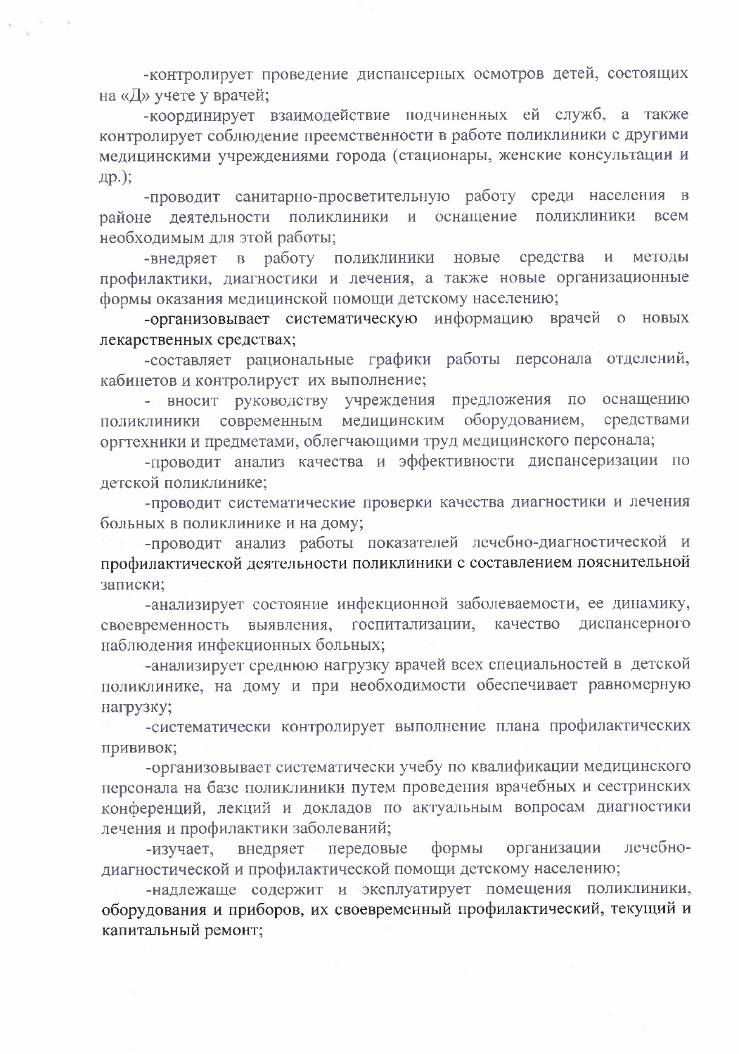-контролирует проведение диспансерных осмотров детей, состоящих на «Д» учете у врачей;

-координирует взаимодействие подчиненных ей служб, а также контролирует соблюдение преемственности в работе поликлиники с другими медицинскими учреждениями города (стационары, женские консультации и др.);

-проводит санитарно-просветительную работу среди населения в районе деятельности поликлиники и оснащение поликлиники всем необходимым для этой работы;

-внедряет в работу поликлиники новые средства и методы профилактики, диагностики и лечения, а также новые организационные формы оказания медицинской помощи детскому населению;

-организовывает систематическую информацию врачей о новых лекарственных средствах;

-составляет рациональные графики работы персонала отделений, кабинетов и контролирует их выполнение;

- вносит руководству учреждения предложения по оснащению поликлиники современным медицинским оборудованием, средствами оргтехники и предметами, облегчающими труд медицинского персонала;

-проводит анализ качества и эффективности диспансеризации по детской поликлинике;

-проводит систематические проверки качества диагностики и лечения больных в поликлинике и на дому;

-проводит анализ работы показателей лечебно-диагностической и профилактической деятельности поликлиники с составлением пояснительной записки;

-анализирует состояние инфекционной заболеваемости, ее динамику, своевременность выявления, госпитализации, качество диспансерного наблюдения инфекционных больных;

-анализирует среднюю нагрузку врачей всех специальностей в детской поликлинике, на дому и при необходимости обеспечивает равномерную нагрузку;

-систематически контролирует выполнение плана профилактических прививок;

-организовывает систематически учебу по квалификации медицинского персонала на базе поликлиники путем проведения врачебных и сестринских конференций, лекций и докладов по актуальным вопросам диагностики лечения и профилактики заболеваний;

-изучает, внедряет передовые формы организации лечебно-диагностической и профилактической помощи детскому населению;

-надлежаще содержит и эксплуатирует помещения поликлиники, оборудования и приборов, их своевременный профилактический, текущий и капитальный ремонт;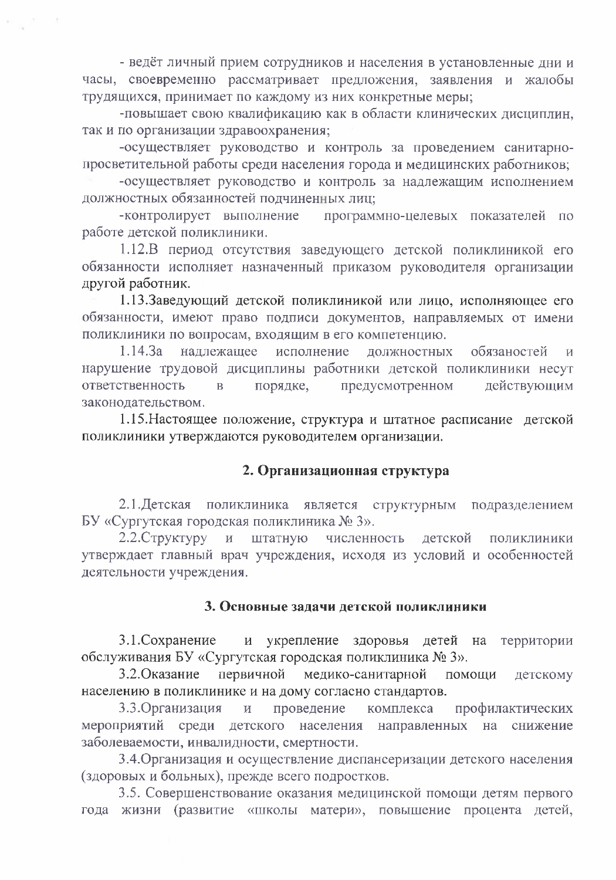- ведёт личный прием сотрудников и населения в установленные дни и часы, своевременно рассматривает предложения, заявления и жалобы трудящихся, принимает по каждому из них конкретные меры;

-повышает свою квалификацию как в области клинических дисциплин, так и по организации здравоохранения;

-осуществляет руководство и контроль за проведением санитарно-просветительной работы среди населения города и медицинских работников;

-осуществляет руководство и контроль за надлежащим исполнением должностных обязанностей подчиненных лиц;

-контролирует выполнение программно-целевых показателей по работе детской поликлиники.

1.12.В период отсутствия заведующего детской поликлиникой его обязанности исполняет назначенный приказом руководителя организации другой работник.

1.13.Заведующий детской поликлиникой или лицо, исполняющее его обязанности, имеют право подписи документов, направляемых от имени поликлиники по вопросам, входящим в его компетенцию.

1.14.За надлежащее исполнение должностных обязаностей и нарушение трудовой дисциплины работники детской поликлиники несут ответственность в порядке, предусмотренном действующим законодательством.

1.15.Настоящее положение, структура и штатное расписание детской поликлиники утверждаются руководителем организации.

## 2. Организационная структура

2.1.Детская поликлиника является структурным подразделением БУ «Сургутская городская поликлиника № 3».

2.2.Структуру и штатную численность детской поликлиники утверждает главный врач учреждения, исходя из условий и особенностей деятельности учреждения.

## 3. Основные задачи детской поликлиники

3.1.Сохранение и укрепление здоровья детей на территории обслуживания БУ «Сургутская городская поликлиника № 3».

3.2.Оказание первичной медико-санитарной помощи детскому населению в поликлинике и на дому согласно стандартов.

3.3.Организация и проведение комплекса профилактических мероприятий среди детского населения направленных на снижение заболеваемости, инвалидности, смертности.

3.4.Организация и осуществление диспансеризации детского населения (здоровых и больных), прежде всего подростков.

3.5. Совершенствование оказания медицинской помощи детям первого года жизни (развитие «школы матери», повышение процента детей,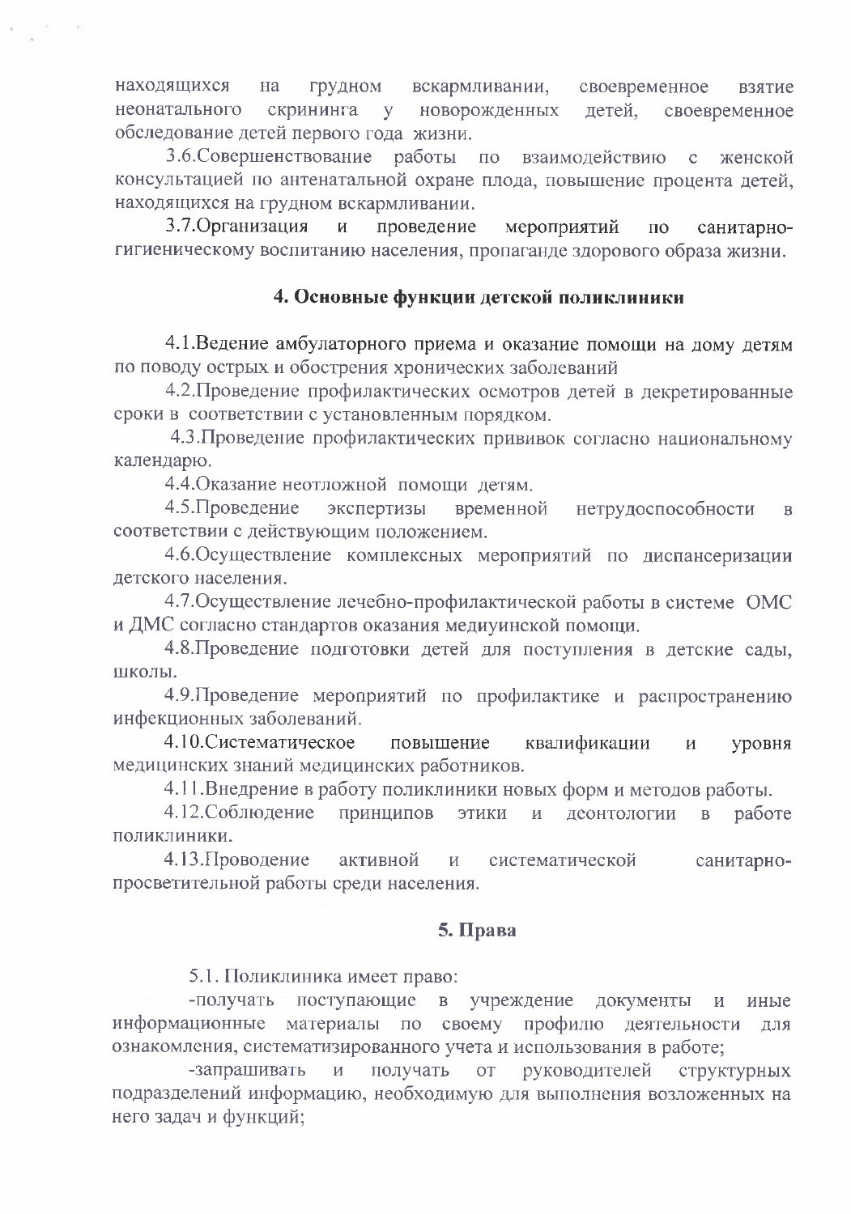находящихся на грудном вскармливании, своевременное взятие неонатального скрининга у новорожденных детей, своевременное обследование детей первого года жизни.

3.6.Совершенствование работы по взаимодействию с женской консультацией по антенатальной охране плода, повышение процента детей, находящихся на грудном вскармливании.

3.7.Организация и проведение мероприятий по санитарно-гигиеническому воспитанию населения, пропаганде здорового образа жизни.

## 4. Основные функции детской поликлиники

4.1.Ведение амбулаторного приема и оказание помощи на дому детям по поводу острых и обострения хронических заболеваний

4.2.Проведение профилактических осмотров детей в декретированные сроки в соответствии с установленным порядком.

4.3.Проведение профилактических прививок согласно национальному календарю.

4.4.Оказание неотложной помощи детям.

4.5.Проведение экспертизы временной нетрудоспособности в соответствии с действующим положением.

4.6.Осуществление комплексных мероприятий по диспансеризации детского населения.

4.7.Осуществление лечебно-профилактической работы в системе ОМС и ДМС согласно стандартов оказания медиуинской помощи.

4.8.Проведение подготовки детей для поступления в детские сады, школы.

4.9.Проведение мероприятий по профилактике и распространению инфекционных заболеваний.

4.10.Систематическое повышение квалификации и уровня медицинских знаний медицинских работников.

4.11.Внедрение в работу поликлиники новых форм и методов работы.

4.12.Соблюдение принципов этики и деонтологии в работе поликлиники.

4.13.Проводение активной и систематической санитарно-просветительной работы среди населения.

## 5. Права

5.1. Поликлиника имеет право:

-получать поступающие в учреждение документы и иные информационные материалы по своему профилю деятельности для ознакомления, систематизированного учета и использования в работе;

-запрашивать и получать от руководителей структурных подразделений информацию, необходимую для выполнения возложенных на него задач и функций;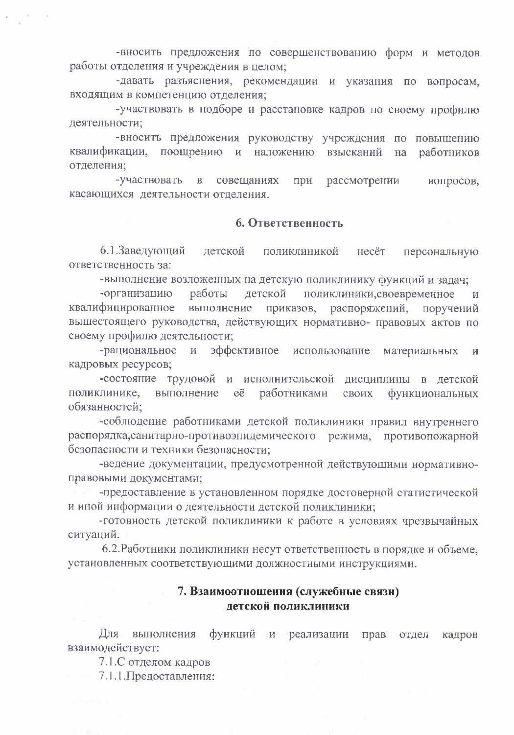-вносить предложения по совершенствованию форм и методов работы отделения и учреждения в целом;

-давать разъяснения, рекомендации и указания по вопросам, входящим в компетенцию отделения;

-участвовать в подборе и расстановке кадров по своему профилю деятельности;

-вносить предложения руководству учреждения по повышению квалификации, поощрению и наложению взысканий на работников отделения;

-участвовать в совещаниях при рассмотрении вопросов, касающихся деятельности отделения.

## 6. Ответственность

6.1.Заведующий детской поликлиникой несёт персональную ответственность за:

-выполнение возложенных на детскую поликлинику функций и задач;

-организацию работы детской поликлиники,своевременное и квалифицированное выполнение приказов, распоряжений, поручений вышестоящего руководства, действующих нормативно- правовых актов по своему профилю деятельности;

-рациональное и эффективное использование материальных и кадровых ресурсов;

-состояние трудовой и исполнительской дисциплины в детской поликлинике, выполнение её работниками своих функциональных обязанностей;

-соблюдение работниками детской поликлиники правил внутреннего распорядка,санитарно-противоэпидемического режима, противопожарной безопасности и техники безопасности;

-ведение документации, предусмотренной действующими нормативно-правовыми документами;

-предоставление в установленном порядке достоверной статистической и иной информации о деятельности детской поликлиники;

-готовность детской поликлиники к работе в условиях чрезвычайных ситуаций.

6.2.Работники поликлиники несут ответственность в порядке и объеме, установленных соответствующими должностными инструкциями.

## 7. Взаимоотношения (служебные связи) детской поликлиники

Для выполнения функций и реализации прав отдел кадров взаимодействует:

7.1.С отделом кадров

7.1.1.Предоставления: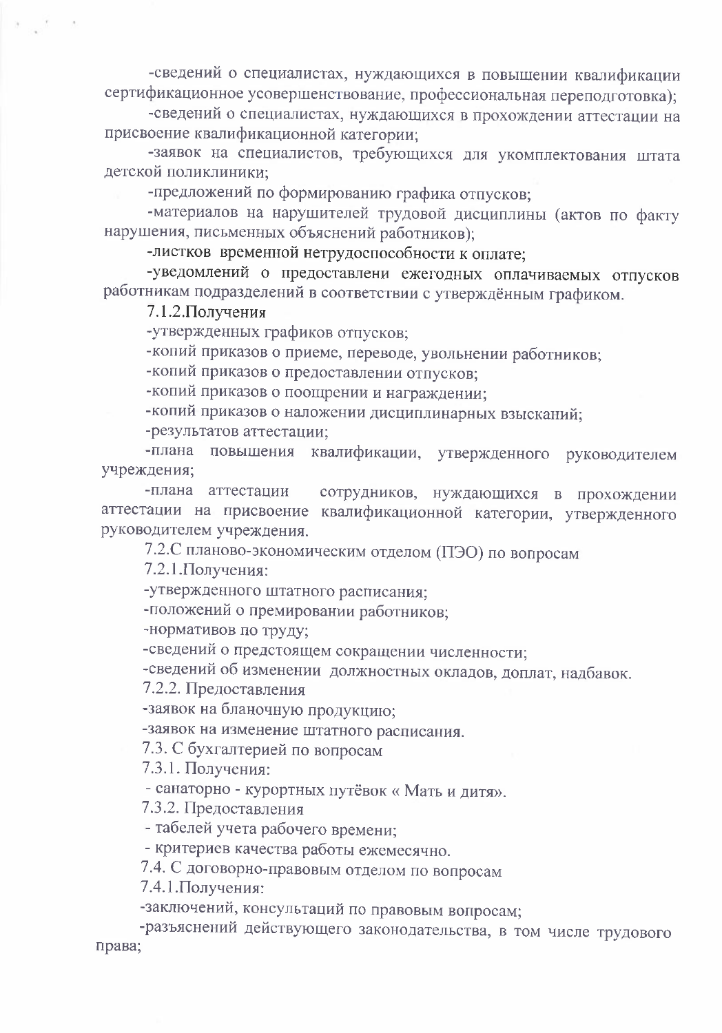-сведений о специалистах, нуждающихся в повышении квалификации сертификационное усовершенствование, профессиональная переподготовка);

-сведений о специалистах, нуждающихся в прохождении аттестации на присвоение квалификационной категории;

-заявок на специалистов, требующихся для укомплектования штата детской поликлиники;

-предложений по формированию графика отпусков;

-материалов на нарушителей трудовой дисциплины (актов по факту нарушения, письменных объяснений работников);

-листков временной нетрудоспособности к оплате;

-уведомлений о предоставлени ежегодных оплачиваемых отпусков работникам подразделений в соответствии с утверждённым графиком.

7.1.2.Получения

-утвержденных графиков отпусков;

-копий приказов о приеме, переводе, увольнении работников;

-копий приказов о предоставлении отпусков;

-копий приказов о поощрении и награждении;

-копий приказов о наложении дисциплинарных взысканий;

-результатов аттестации;

-плана повышения квалификации, утвержденного руководителем учреждения;

-плана аттестации сотрудников, нуждающихся в прохождении аттестации на присвоение квалификационной категории, утвержденного руководителем учреждения.

7.2.С планово-экономическим отделом (ПЭО) по вопросам

7.2.1.Получения:

-утвержденного штатного расписания;

-положений о премировании работников;

-нормативов по труду;

-сведений о предстоящем сокращении численности;

-сведений об изменении должностных окладов, доплат, надбавок.

7.2.2. Предоставления

-заявок на бланочную продукцию;

-заявок на изменение штатного расписания.

7.3. С бухгалтерией по вопросам

7.3.1. Получения:

- санаторно - курортных путёвок « Мать и дитя».

7.3.2. Предоставления

- табелей учета рабочего времени;

- критериев качества работы ежемесячно.

7.4. С договорно-правовым отделом по вопросам

7.4.1.Получения:

-заключений, консультаций по правовым вопросам;

-разъяснений действующего законодательства, в том числе трудового права;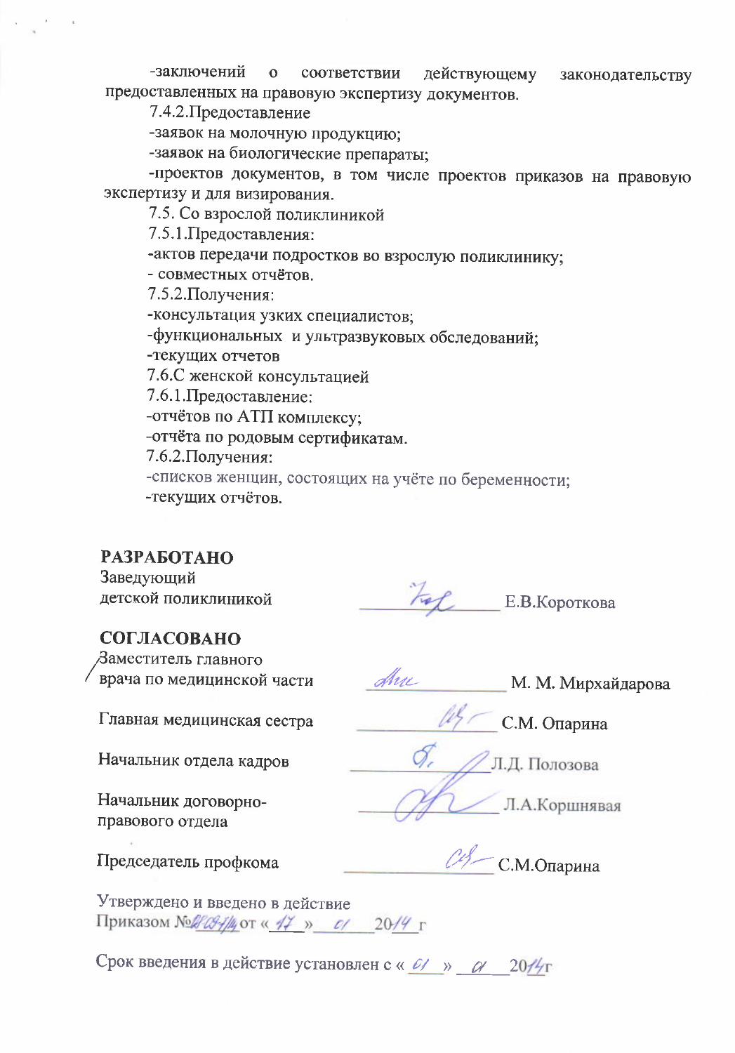-заключений о соответствии действующему законодательству предоставленных на правовую экспертизу документов.

7.4.2.Предоставление

-заявок на молочную продукцию;

-заявок на биологические препараты;

-проектов документов, в том числе проектов приказов на правовую экспертизу и для визирования.

7.5. Со взрослой поликлиникой

7.5.1.Предоставления:

-актов передачи подростков во взрослую поликлинику;

- совместных отчётов.

7.5.2.Получения:

-консультация узких специалистов;

-функциональных и ультразвуковых обследований;

-текущих отчетов

7.6.С женской консультацией

7.6.1.Предоставление:

-отчётов по АТП комплексу;

-отчёта по родовым сертификатам.

7.6.2.Получения:

-списков женщин, состоящих на учёте по беременности;

-текущих отчётов.

**РАЗРАБОТАНО**

Заведующий детской поликлиникой ____________ Е.В.Короткова

**СОГЛАСОВАНО**

Заместитель главного врача по медицинской части ____________ М. М. Мирхайдарова

Главная медицинская сестра ____________ С.М. Опарина

Начальник отдела кадров ____________ Л.Д. Полозова

Начальник договорно-правового отдела ____________ Л.А.Коршнявая

Председатель профкома ____________ С.М.Опарина

Утверждено и введено в действие
Приказом №_______ от «_17_» _01_ 20_14_ г

Срок введения в действие установлен с «_01_» _01_ 20_14_г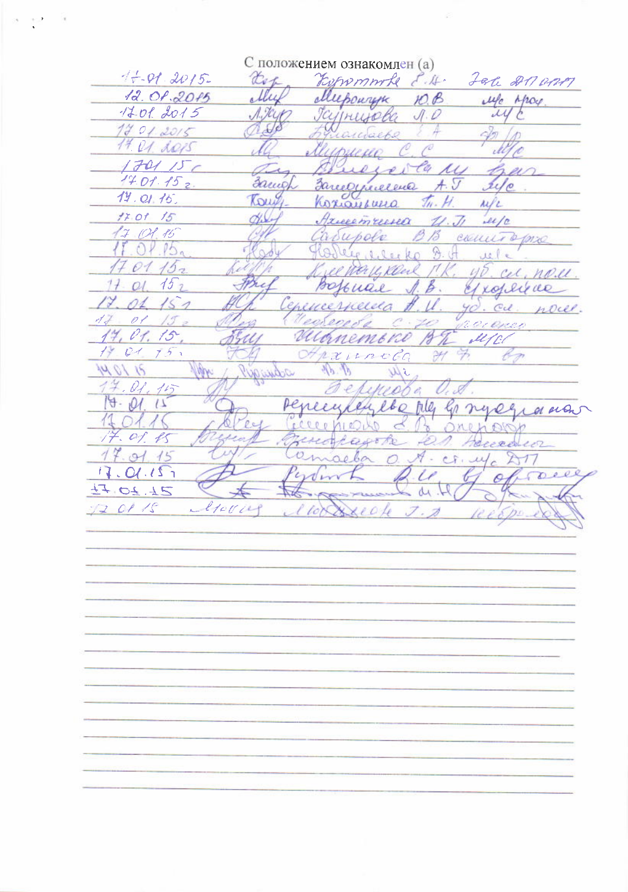С положением ознакомлен (а)

| | | | |
|---|---|---|---|
| 17.01.2015 | | Куприянова Е.Н. | Зав. ОПОП |
| 12.01.2015 | | Миронцук Ю.В | м/с проц. |
| 17.01.2015 | | Гайнуллова Л.О | м/с |
| 17.01.2015 | | Бурлакбаева Е.А | ф/р |
| 17.01.2015 | | Муриева С.С | м/с |
| 17.01.15г | | Власова М | | 
| 17.01.15г. | | Заводчикова А.Т | м/с |
| 17.01.15. | | Кохановича Т.Н. | м/с |
| 17.01.15 | | Ахметзина И.Л | м/с |
| 17.01.15 | | Сабирова В.В | санитарка |
| 17.01.15г | | Новицкенко Д.А | м/с |
| 17.01.15г | | Клейнанцкий Г.К. | уб. сл. пом. |
| 17.01.15г | | Ворькова А.В. | сухорукая |
| 17.01.15г | | Серикбенова Я.И. | уб. сл. пом. |
| 17.01.15г | | Чеботарева С.Ю | |
| 17.01.15 | | Шопеттенко В.П | м/с |
| 17.01.15 | | Архипова Н.Ф. | вр |
| 17.01.15 | | Радимова Ю.В | м/с |
| 17.01.15 | | Берикова О.А. | |
| 17.01.15 | | Реренкевцева Н.Ф | вр. хирурганов |
| 17.01.15 | | Семенова Е.В | оператор |
| 17.01.15 | | Еженкладова Ю.Л. | Лаборант |
| 17.01.15 | | Самоева О.А. | ст. м/с ДП |
| 17.01.15г | | Рудина В.И | вр |
| 17.01.15 | | М.Н | |
| 17.01.15 | | Молчанова Т.А | |